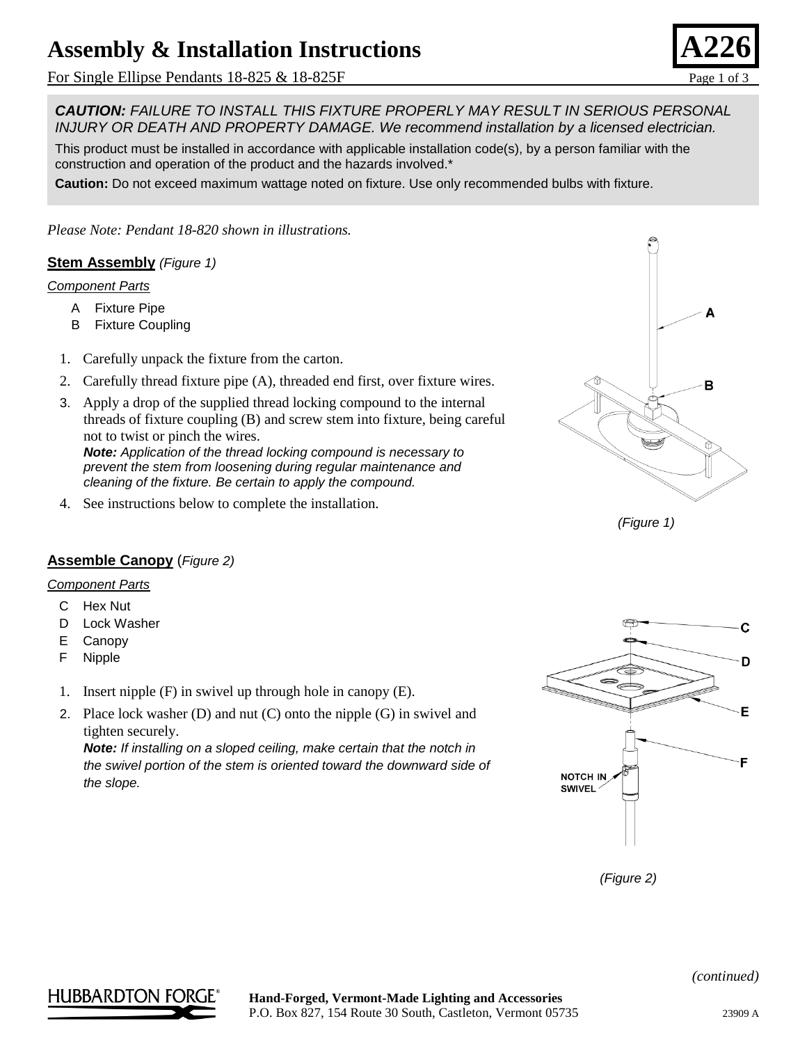# Assembly & Installation Instructions

**A226**

For Single Ellipse Pendants 18-825 & 18-825F

***CAUTION:*** *FAILURE TO INSTALL THIS FIXTURE PROPERLY MAY RESULT IN SERIOUS PERSONAL INJURY OR DEATH AND PROPERTY DAMAGE. We recommend installation by a licensed electrician.*

This product must be installed in accordance with applicable installation code(s), by a person familiar with the construction and operation of the product and the hazards involved.*

**Caution:** Do not exceed maximum wattage noted on fixture. Use only recommended bulbs with fixture.

*Please Note: Pendant 18-820 shown in illustrations.*

## Stem Assembly *(Figure 1)*

*Component Parts*

- A Fixture Pipe
- B Fixture Coupling

1. Carefully unpack the fixture from the carton.
2. Carefully thread fixture pipe (A), threaded end first, over fixture wires.
3. Apply a drop of the supplied thread locking compound to the internal threads of fixture coupling (B) and screw stem into fixture, being careful not to twist or pinch the wires.
   ***Note:*** *Application of the thread locking compound is necessary to prevent the stem from loosening during regular maintenance and cleaning of the fixture. Be certain to apply the compound.*
4. See instructions below to complete the installation.

*(Figure 1)*

## Assemble Canopy (*Figure 2)*

*Component Parts*

- C Hex Nut
- D Lock Washer
- E Canopy
- F Nipple

1. Insert nipple (F) in swivel up through hole in canopy (E).
2. Place lock washer (D) and nut (C) onto the nipple (G) in swivel and tighten securely.
   ***Note:*** *If installing on a sloped ceiling, make certain that the notch in the swivel portion of the stem is oriented toward the downward side of the slope.*

*(Figure 2)*

*(continued)*

**Hand-Forged, Vermont-Made Lighting and Accessories**
P.O. Box 827, 154 Route 30 South, Castleton, Vermont 05735

23909 A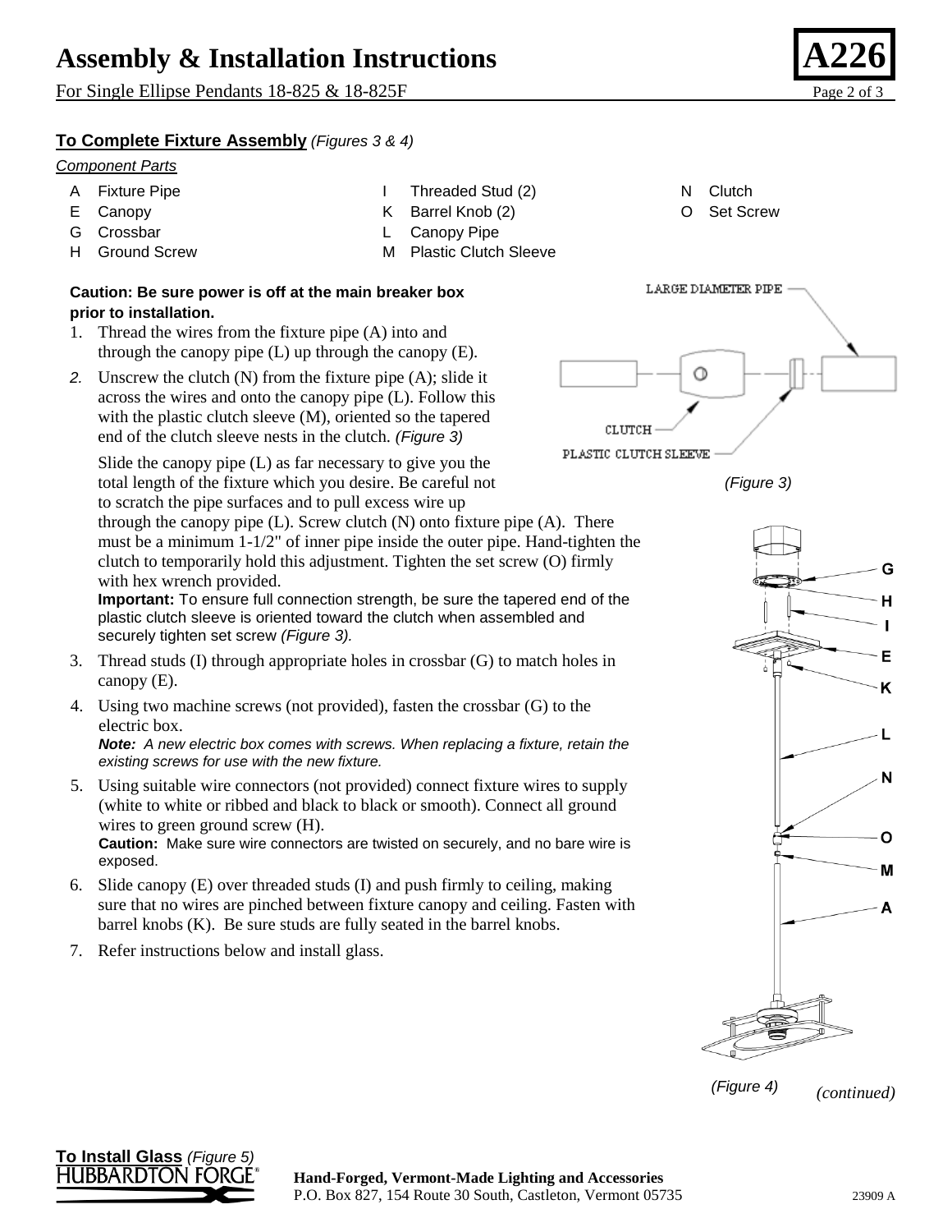# Assembly & Installation Instructions

For Single Ellipse Pendants 18-825 & 18-825F

## To Complete Fixture Assembly *(Figures 3 & 4)*

*Component Parts*

- A Fixture Pipe
- E Canopy
- G Crossbar
- H Ground Screw
- I Threaded Stud (2)
- K Barrel Knob (2)
- L Canopy Pipe
- M Plastic Clutch Sleeve
- N Clutch
- O Set Screw

**Caution: Be sure power is off at the main breaker box prior to installation.**

1. Thread the wires from the fixture pipe (A) into and through the canopy pipe (L) up through the canopy (E).
2. Unscrew the clutch (N) from the fixture pipe (A); slide it across the wires and onto the canopy pipe (L). Follow this with the plastic clutch sleeve (M), oriented so the tapered end of the clutch sleeve nests in the clutch. *(Figure 3)*

   Slide the canopy pipe (L) as far necessary to give you the total length of the fixture which you desire. Be careful not to scratch the pipe surfaces and to pull excess wire up through the canopy pipe (L). Screw clutch (N) onto fixture pipe (A). There must be a minimum 1-1/2" of inner pipe inside the outer pipe. Hand-tighten the clutch to temporarily hold this adjustment. Tighten the set screw (O) firmly with hex wrench provided.

   **Important:** To ensure full connection strength, be sure the tapered end of the plastic clutch sleeve is oriented toward the clutch when assembled and securely tighten set screw *(Figure 3).*
3. Thread studs (I) through appropriate holes in crossbar (G) to match holes in canopy (E).
4. Using two machine screws (not provided), fasten the crossbar (G) to the electric box.

   ***Note:*** *A new electric box comes with screws. When replacing a fixture, retain the existing screws for use with the new fixture.*
5. Using suitable wire connectors (not provided) connect fixture wires to supply (white to white or ribbed and black to black or smooth). Connect all ground wires to green ground screw (H).

   **Caution:** Make sure wire connectors are twisted on securely, and no bare wire is exposed.
6. Slide canopy (E) over threaded studs (I) and push firmly to ceiling, making sure that no wires are pinched between fixture canopy and ceiling. Fasten with barrel knobs (K). Be sure studs are fully seated in the barrel knobs.
7. Refer instructions below and install glass.

LARGE DIAMETER PIPE

CLUTCH

PLASTIC CLUTCH SLEEVE

*(Figure 3)*

G H I E K L N O M A

*(Figure 4)*

*(continued)*

## To Install Glass *(Figure 5)*

**Hand-Forged, Vermont-Made Lighting and Accessories**
P.O. Box 827, 154 Route 30 South, Castleton, Vermont 05735

23909 A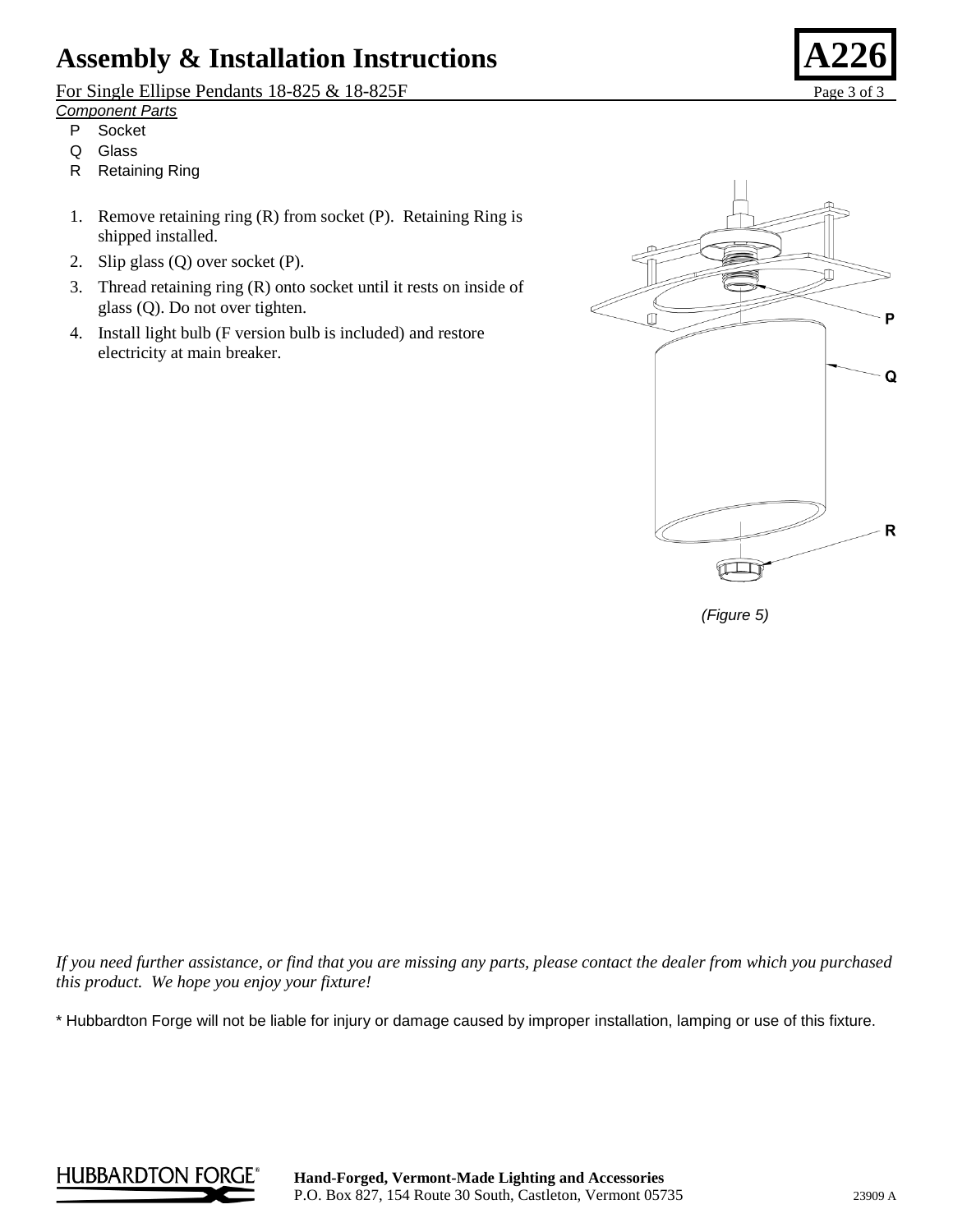# Assembly & Installation Instructions

**A226**

For Single Ellipse Pendants 18-825 & 18-825F

*Component Parts*

- P Socket
- Q Glass
- R Retaining Ring

1. Remove retaining ring (R) from socket (P). Retaining Ring is shipped installed.
2. Slip glass (Q) over socket (P).
3. Thread retaining ring (R) onto socket until it rests on inside of glass (Q). Do not over tighten.
4. Install light bulb (F version bulb is included) and restore electricity at main breaker.

P

Q

R

*(Figure 5)*

*If you need further assistance, or find that you are missing any parts, please contact the dealer from which you purchased this product. We hope you enjoy your fixture!*

* Hubbardton Forge will not be liable for injury or damage caused by improper installation, lamping or use of this fixture.

HUBBARDTON FORGE®

**Hand-Forged, Vermont-Made Lighting and Accessories**
P.O. Box 827, 154 Route 30 South, Castleton, Vermont 05735

23909 A